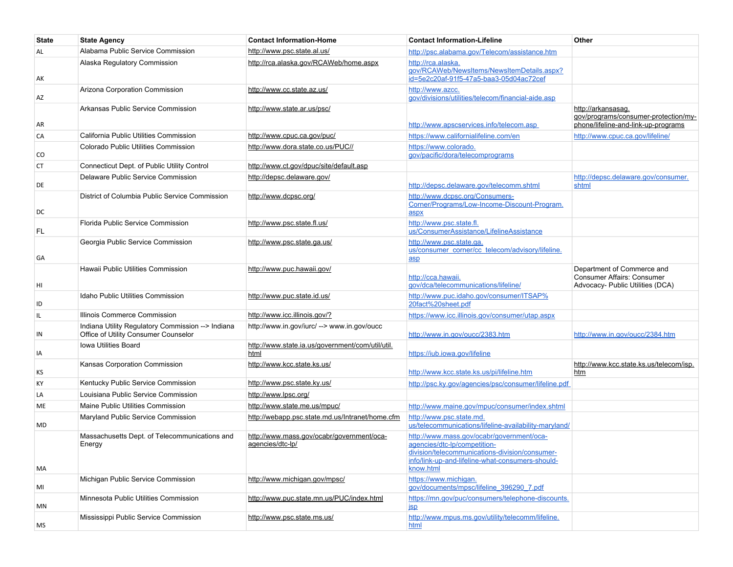| State | State Agency | Contact Information-Home | Contact Information-Lifeline | Other |
|---|---|---|---|---|
| AL | Alabama Public Service Commission | http://www.psc.state.al.us/ | http://psc.alabama.gov/Telecom/assistance.htm | |
| AK | Alaska Regulatory Commission | http://rca.alaska.gov/RCAWeb/home.aspx | http://rca.alaska.gov/RCAWeb/NewsItems/NewsItemDetails.aspx?id=5e2c20af-91f5-47a5-baa3-05d04ac72cef | |
| AZ | Arizona Corporation Commission | http://www.cc.state.az.us/ | http://www.azcc.gov/divisions/utilities/telecom/financial-aide.asp | |
| AR | Arkansas Public Service Commission | http://www.state.ar.us/psc/ | http://www.apscservices.info/telecom.asp | http://arkansasag.gov/programs/consumer-protection/my-phone/lifeline-and-link-up-programs |
| CA | California Public Utilities Commission | http://www.cpuc.ca.gov/puc/ | https://www.californialifeline.com/en | http://www.cpuc.ca.gov/lifeline/ |
| CO | Colorado Public Utilities Commission | http://www.dora.state.co.us/PUC// | https://www.colorado.gov/pacific/dora/telecomprograms | |
| CT | Connecticut Dept. of Public Utility Control | http://www.ct.gov/dpuc/site/default.asp | | |
| DE | Delaware Public Service Commission | http://depsc.delaware.gov/ | http://depsc.delaware.gov/telecomm.shtml | http://depsc.delaware.gov/consumer.shtml |
| DC | District of Columbia Public Service Commission | http://www.dcpsc.org/ | http://www.dcpsc.org/Consumers-Corner/Programs/Low-Income-Discount-Program.aspx | |
| FL | Florida Public Service Commission | http://www.psc.state.fl.us/ | http://www.psc.state.fl.us/ConsumerAssistance/LifelineAssistance | |
| GA | Georgia Public Service Commission | http://www.psc.state.ga.us/ | http://www.psc.state.ga.us/consumer_corner/cc_telecom/advisory/lifeline.asp | |
| HI | Hawaii Public Utilities Commission | http://www.puc.hawaii.gov/ | http://cca.hawaii.gov/dca/telecommunications/lifeline/ | Department of Commerce and Consumer Affairs: Consumer Advocacy- Public Utilities (DCA) |
| ID | Idaho Public Utilities Commission | http://www.puc.state.id.us/ | http://www.puc.idaho.gov/consumer/ITSAP%20fact%20sheet.pdf | |
| IL | Illinois Commerce Commission | http://www.icc.illinois.gov/? | https://www.icc.illinois.gov/consumer/utap.aspx | |
| IN | Indiana Utility Regulatory Commission --> Indiana Office of Utility Consumer Counselor | http://www.in.gov/iurc/ --> www.in.gov/oucc | http://www.in.gov/oucc/2383.htm | http://www.in.gov/oucc/2384.htm |
| IA | Iowa Utilities Board | http://www.state.ia.us/government/com/util/util.html | https://iub.iowa.gov/lifeline | |
| KS | Kansas Corporation Commission | http://www.kcc.state.ks.us/ | http://www.kcc.state.ks.us/pi/lifeline.htm | http://www.kcc.state.ks.us/telecom/isp.htm |
| KY | Kentucky Public Service Commission | http://www.psc.state.ky.us/ | http://psc.ky.gov/agencies/psc/consumer/lifeline.pdf | |
| LA | Louisiana Public Service Commission | http://www.lpsc.org/ | | |
| ME | Maine Public Utilities Commission | http://www.state.me.us/mpuc/ | http://www.maine.gov/mpuc/consumer/index.shtml | |
| MD | Maryland Public Service Commission | http://webapp.psc.state.md.us/Intranet/home.cfm | http://www.psc.state.md.us/telecommunications/lifeline-availability-maryland/ | |
| MA | Massachusetts Dept. of Telecommunications and Energy | http://www.mass.gov/ocabr/government/oca-agencies/dtc-lp/ | http://www.mass.gov/ocabr/government/oca-agencies/dtc-lp/competition-division/telecommunications-division/consumer-info/link-up-and-lifeline-what-consumers-should-know.html | |
| MI | Michigan Public Service Commission | http://www.michigan.gov/mpsc/ | https://www.michigan.gov/documents/mpsc/lifeline_396290_7.pdf | |
| MN | Minnesota Public Utilities Commission | http://www.puc.state.mn.us/PUC/index.html | https://mn.gov/puc/consumers/telephone-discounts.jsp | |
| MS | Mississippi Public Service Commission | http://www.psc.state.ms.us/ | http://www.mpus.ms.gov/utility/telecomm/lifeline.html | |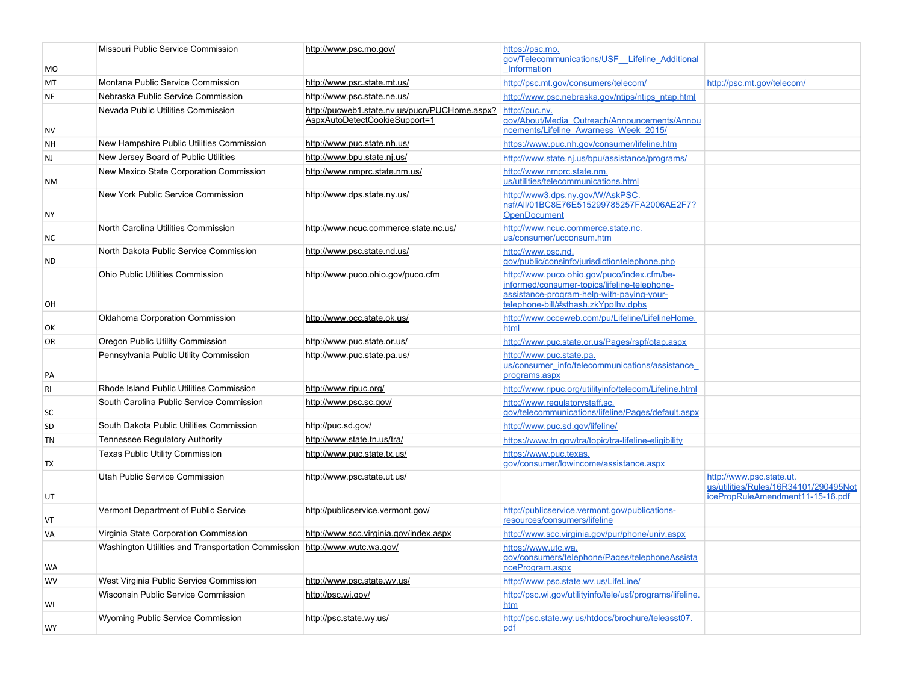| | | | | |
|---|---|---|---|---|
| MO | Missouri Public Service Commission | http://www.psc.mo.gov/ | https://psc.mo.gov/Telecommunications/USF__Lifeline_Additional_Information | |
| MT | Montana Public Service Commission | http://www.psc.state.mt.us/ | http://psc.mt.gov/consumers/telecom/ | http://psc.mt.gov/telecom/ |
| NE | Nebraska Public Service Commission | http://www.psc.state.ne.us/ | http://www.psc.nebraska.gov/ntips/ntips_ntap.html | |
| NV | Nevada Public Utilities Commission | http://pucweb1.state.nv.us/pucn/PUCHome.aspx?AspxAutoDetectCookieSupport=1 | http://puc.nv.gov/About/Media_Outreach/Announcements/Announcements/Lifeline_Awarness_Week_2015/ | |
| NH | New Hampshire Public Utilities Commission | http://www.puc.state.nh.us/ | https://www.puc.nh.gov/consumer/lifeline.htm | |
| NJ | New Jersey Board of Public Utilities | http://www.bpu.state.nj.us/ | http://www.state.nj.us/bpu/assistance/programs/ | |
| NM | New Mexico State Corporation Commission | http://www.nmprc.state.nm.us/ | http://www.nmprc.state.nm.us/utilities/telecommunications.html | |
| NY | New York Public Service Commission | http://www.dps.state.ny.us/ | http://www3.dps.ny.gov/W/AskPSC.nsf/All/01BC8E76E515299785257FA2006AE2F7?OpenDocument | |
| NC | North Carolina Utilities Commission | http://www.ncuc.commerce.state.nc.us/ | http://www.ncuc.commerce.state.nc.us/consumer/ucconsum.htm | |
| ND | North Dakota Public Service Commission | http://www.psc.state.nd.us/ | http://www.psc.nd.gov/public/consinfo/jurisdictiontelephone.php | |
| OH | Ohio Public Utilities Commission | http://www.puco.ohio.gov/puco.cfm | http://www.puco.ohio.gov/puco/index.cfm/be-informed/consumer-topics/lifeline-telephone-assistance-program-help-with-paying-your-telephone-bill/#sthash.zkYpplhv.dpbs | |
| OK | Oklahoma Corporation Commission | http://www.occ.state.ok.us/ | http://www.occeweb.com/pu/Lifeline/LifelineHome.html | |
| OR | Oregon Public Utility Commission | http://www.puc.state.or.us/ | http://www.puc.state.or.us/Pages/rspf/otap.aspx | |
| PA | Pennsylvania Public Utility Commission | http://www.puc.state.pa.us/ | http://www.puc.state.pa.us/consumer_info/telecommunications/assistance_programs.aspx | |
| RI | Rhode Island Public Utilities Commission | http://www.ripuc.org/ | http://www.ripuc.org/utilityinfo/telecom/Lifeline.html | |
| SC | South Carolina Public Service Commission | http://www.psc.sc.gov/ | http://www.regulatorystaff.sc.gov/telecommunications/lifeline/Pages/default.aspx | |
| SD | South Dakota Public Utilities Commission | http://puc.sd.gov/ | http://www.puc.sd.gov/lifeline/ | |
| TN | Tennessee Regulatory Authority | http://www.state.tn.us/tra/ | https://www.tn.gov/tra/topic/tra-lifeline-eligibility | |
| TX | Texas Public Utility Commission | http://www.puc.state.tx.us/ | https://www.puc.texas.gov/consumer/lowincome/assistance.aspx | |
| UT | Utah Public Service Commission | http://www.psc.state.ut.us/ | | http://www.psc.state.ut.us/utilities/Rules/16R34101/290495NoticePropRuleAmendment11-15-16.pdf |
| VT | Vermont Department of Public Service | http://publicservice.vermont.gov/ | http://publicservice.vermont.gov/publications-resources/consumers/lifeline | |
| VA | Virginia State Corporation Commission | http://www.scc.virginia.gov/index.aspx | http://www.scc.virginia.gov/pur/phone/univ.aspx | |
| WA | Washington Utilities and Transportation Commission | http://www.wutc.wa.gov/ | https://www.utc.wa.gov/consumers/telephone/Pages/telephoneAssistanceProgram.aspx | |
| WV | West Virginia Public Service Commission | http://www.psc.state.wv.us/ | http://www.psc.state.wv.us/LifeLine/ | |
| WI | Wisconsin Public Service Commission | http://psc.wi.gov/ | http://psc.wi.gov/utilityinfo/tele/usf/programs/lifeline.htm | |
| WY | Wyoming Public Service Commission | http://psc.state.wy.us/ | http://psc.state.wy.us/htdocs/brochure/teleasst07.pdf | |